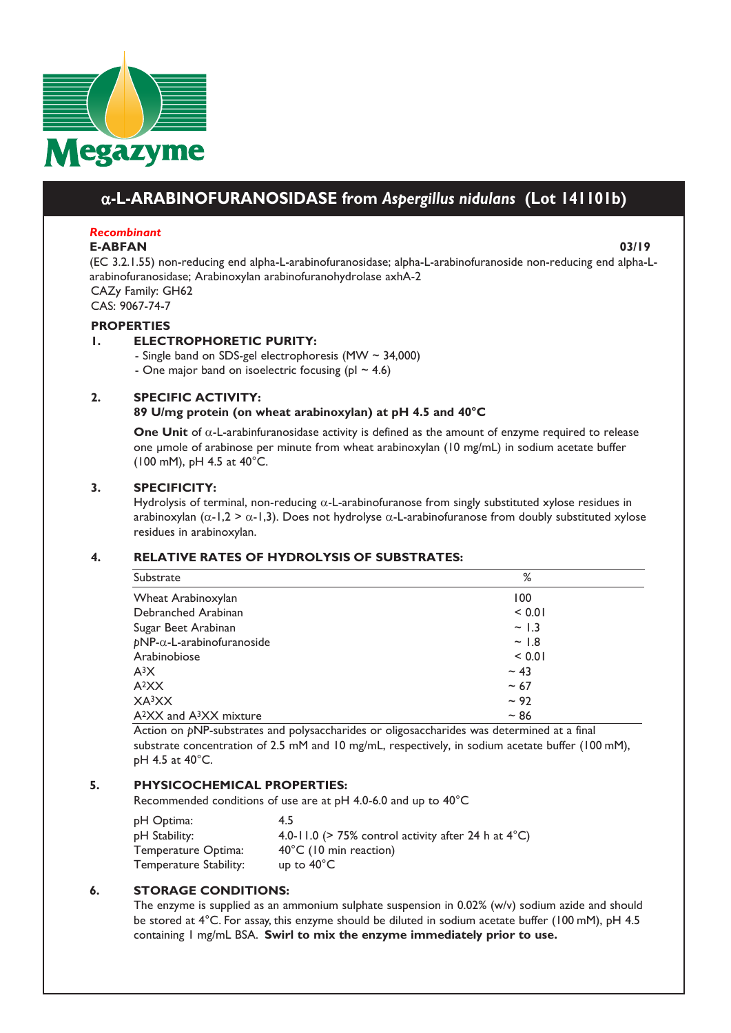Megazyme

# α-L-ARABINOFURANOSIDASE from *Aspergillus nidulans* (Lot 141101b)

***Recombinant***

**E-ABFAN** **03/19**

(EC 3.2.1.55) non-reducing end alpha-L-arabinofuranosidase; alpha-L-arabinofuranoside non-reducing end alpha-L-arabinofuranosidase; Arabinoxylan arabinofuranohydrolase axhA-2
CAZy Family: GH62
CAS: 9067-74-7

## PROPERTIES

### 1. ELECTROPHORETIC PURITY:

- Single band on SDS-gel electrophoresis (MW ~ 34,000)
- One major band on isoelectric focusing (pI ~ 4.6)

### 2. SPECIFIC ACTIVITY:

**89 U/mg protein (on wheat arabinoxylan) at pH 4.5 and 40°C**

**One Unit** of α-L-arabinfuranosidase activity is defined as the amount of enzyme required to release one µmole of arabinose per minute from wheat arabinoxylan (10 mg/mL) in sodium acetate buffer (100 mM), pH 4.5 at 40°C.

### 3. SPECIFICITY:

Hydrolysis of terminal, non-reducing α-L-arabinofuranose from singly substituted xylose residues in arabinoxylan (α-1,2 > α-1,3). Does not hydrolyse α-L-arabinofuranose from doubly substituted xylose residues in arabinoxylan.

### 4. RELATIVE RATES OF HYDROLYSIS OF SUBSTRATES:

| Substrate | % |
|---|---|
| Wheat Arabinoxylan | 100 |
| Debranched Arabinan | < 0.01 |
| Sugar Beet Arabinan | ~ 1.3 |
| *p*NP-α-L-arabinofuranoside | ~ 1.8 |
| Arabinobiose | < 0.01 |
| $A^3X$ | ~ 43 |
| $A^2XX$ | ~ 67 |
| $XA^3XX$ | ~ 92 |
| $A^2XX$ and $A^3XX$ mixture | ~ 86 |

Action on *p*NP-substrates and polysaccharides or oligosaccharides was determined at a final substrate concentration of 2.5 mM and 10 mg/mL, respectively, in sodium acetate buffer (100 mM), pH 4.5 at 40°C.

### 5. PHYSICOCHEMICAL PROPERTIES:

Recommended conditions of use are at pH 4.0-6.0 and up to 40°C

| | |
|---|---|
| pH Optima: | 4.5 |
| pH Stability: | 4.0-11.0 (> 75% control activity after 24 h at 4°C) |
| Temperature Optima: | 40°C (10 min reaction) |
| Temperature Stability: | up to 40°C |

### 6. STORAGE CONDITIONS:

The enzyme is supplied as an ammonium sulphate suspension in 0.02% (w/v) sodium azide and should be stored at 4°C. For assay, this enzyme should be diluted in sodium acetate buffer (100 mM), pH 4.5 containing 1 mg/mL BSA. **Swirl to mix the enzyme immediately prior to use.**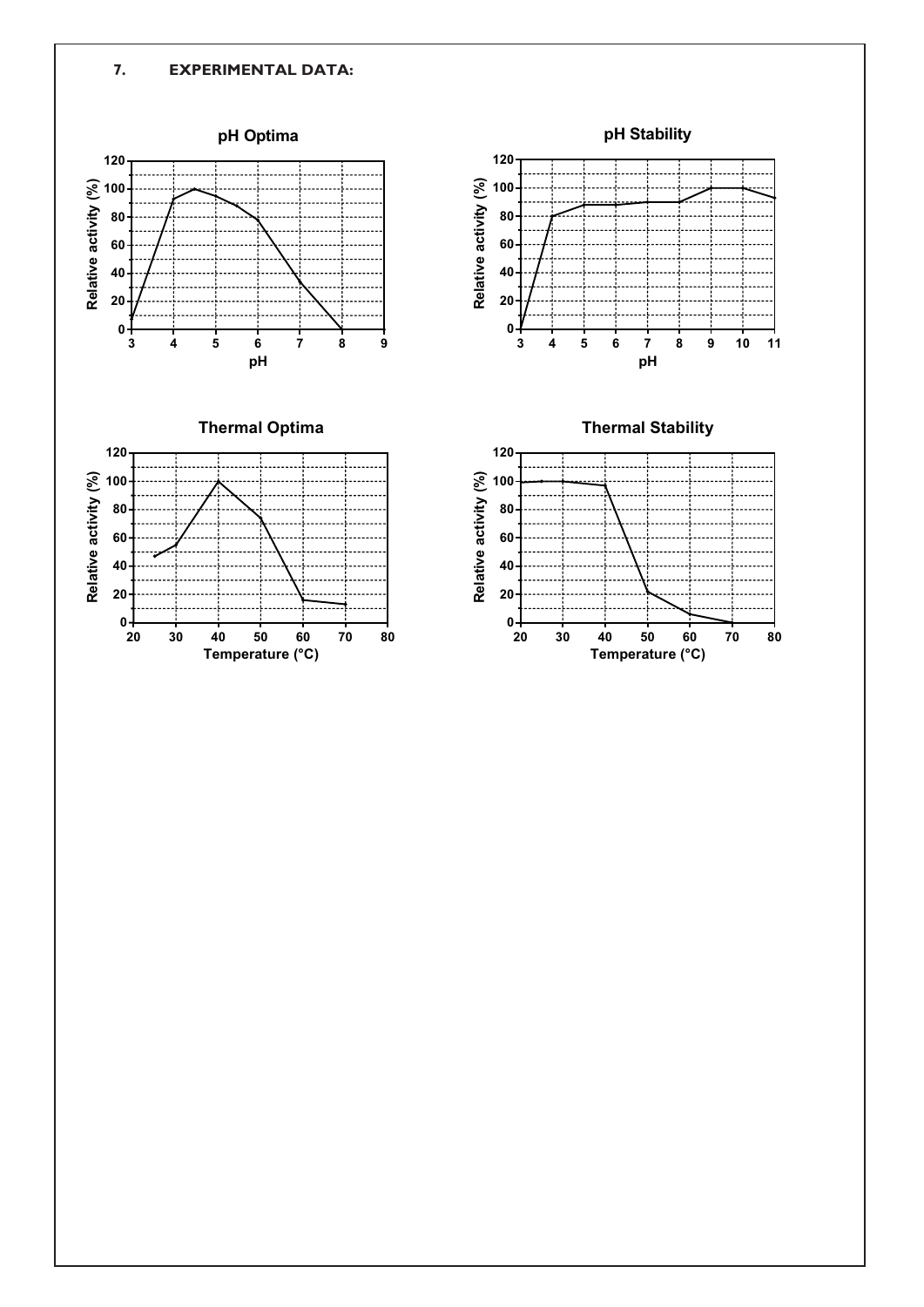## 7. EXPERIMENTAL DATA:

**pH Optima**

Relative activity (%)

120
100
80
60
40
20
0

3 4 5 6 7 8 9

pH

**pH Stability**

Relative activity (%)

120
100
80
60
40
20
0

3 4 5 6 7 8 9 10 11

pH

**Thermal Optima**

Relative activity (%)

120
100
80
60
40
20
0

20 30 40 50 60 70 80

Temperature (°C)

**Thermal Stability**

Relative activity (%)

120
100
80
60
40
20
0

20 30 40 50 60 70 80

Temperature (°C)